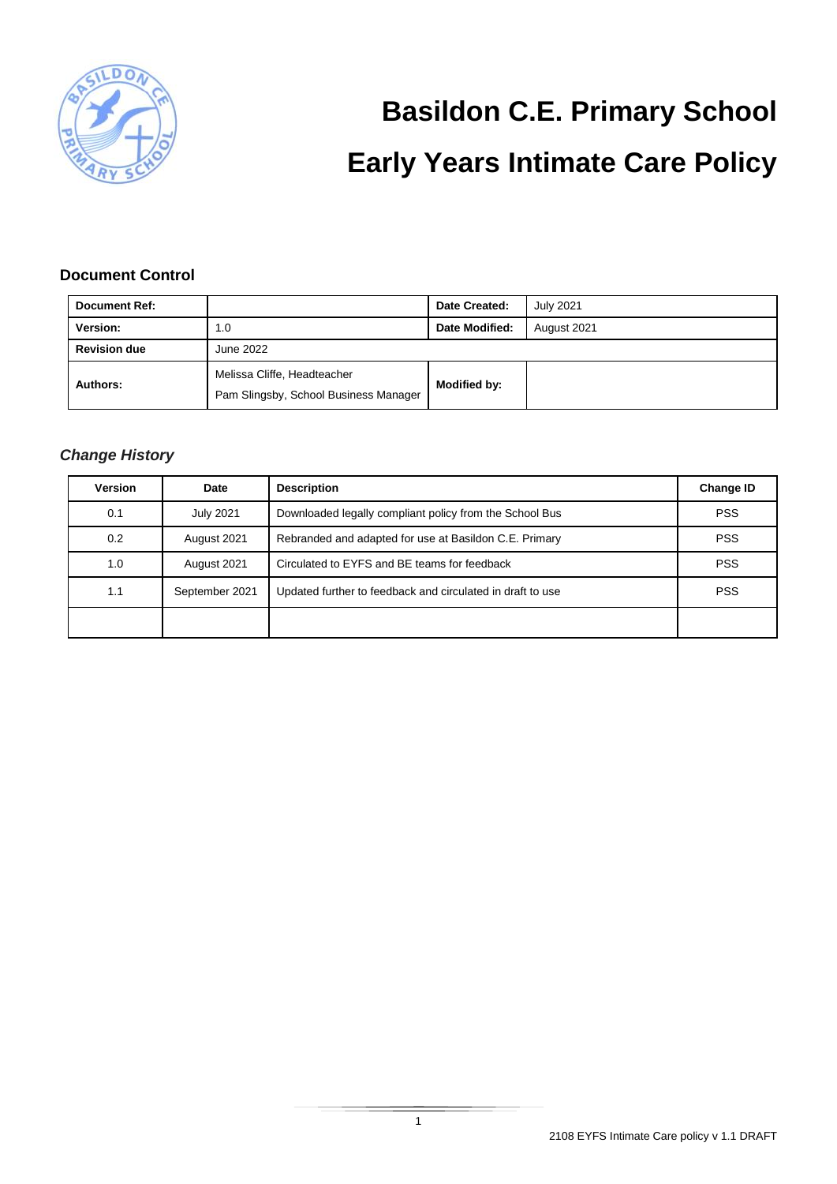# Basildon C.E. Primary School

# Early Years Intimate Care Policy

## Document Control

| Document Ref: | | Date Created: | July 2021 |
|---|---|---|---|
| Version: | 1.0 | Date Modified: | August 2021 |
| Revision due | June 2022 | | |
| Authors: | Melissa Cliffe, Headteacher<br>Pam Slingsby, School Business Manager | Modified by: | |

### *Change History*

| Version | Date | Description | Change ID |
|---|---|---|---|
| 0.1 | July 2021 | Downloaded legally compliant policy from the School Bus | PSS |
| 0.2 | August 2021 | Rebranded and adapted for use at Basildon C.E. Primary | PSS |
| 1.0 | August 2021 | Circulated to EYFS and BE teams for feedback | PSS |
| 1.1 | September 2021 | Updated further to feedback and circulated in draft to use | PSS |
| | | | |

2108 EYFS Intimate Care policy v 1.1 DRAFT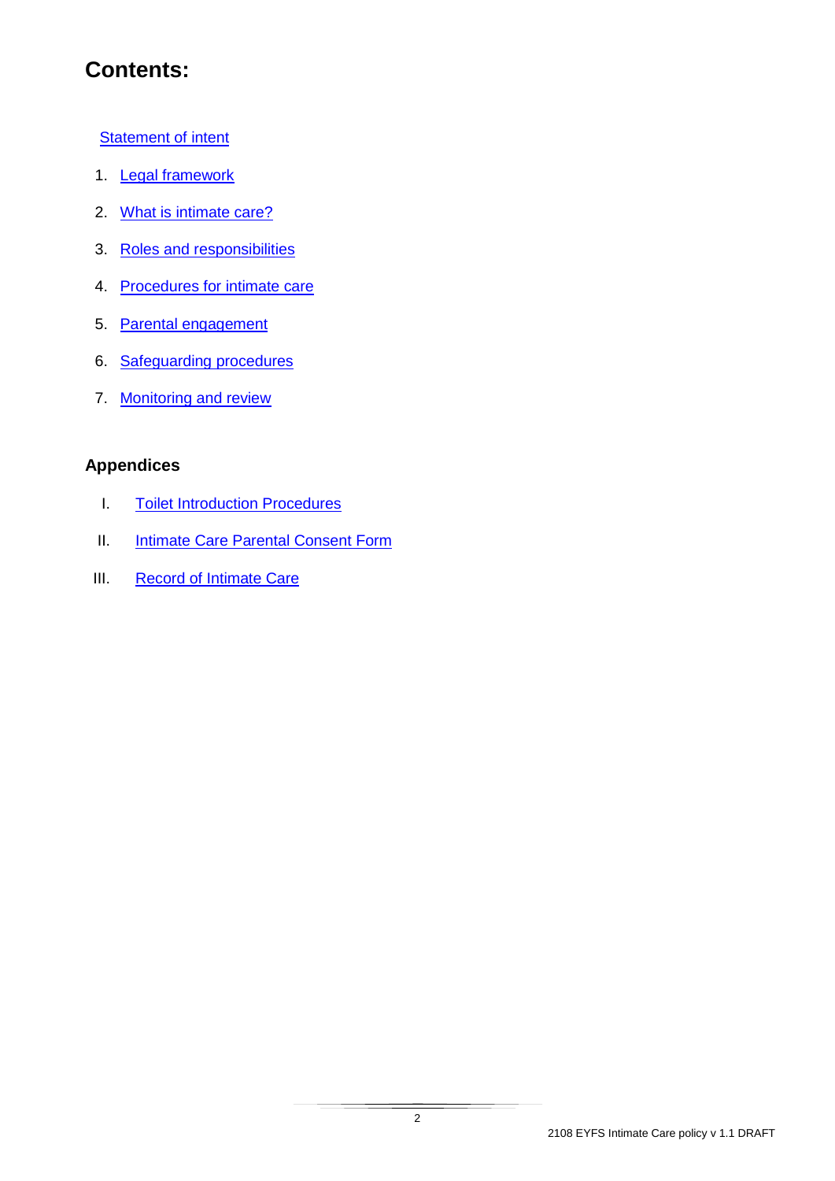# Contents:

Statement of intent

1. Legal framework
2. What is intimate care?
3. Roles and responsibilities
4. Procedures for intimate care
5. Parental engagement
6. Safeguarding procedures
7. Monitoring and review

## Appendices

I. Toilet Introduction Procedures

II. Intimate Care Parental Consent Form

III. Record of Intimate Care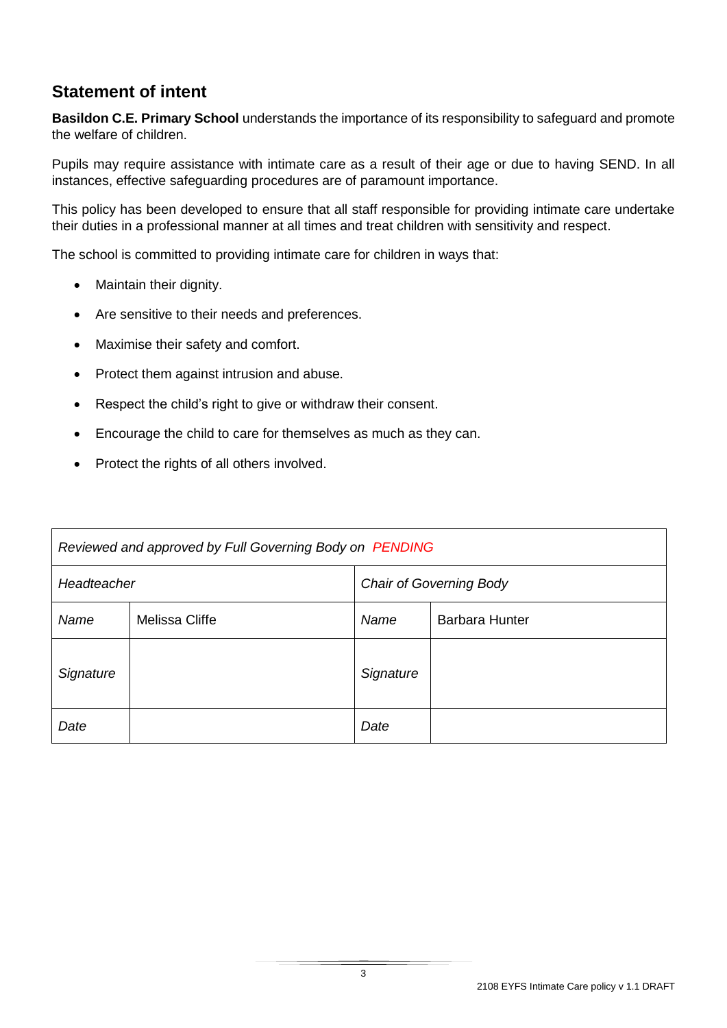## Statement of intent

**Basildon C.E. Primary School** understands the importance of its responsibility to safeguard and promote the welfare of children.

Pupils may require assistance with intimate care as a result of their age or due to having SEND. In all instances, effective safeguarding procedures are of paramount importance.

This policy has been developed to ensure that all staff responsible for providing intimate care undertake their duties in a professional manner at all times and treat children with sensitivity and respect.

The school is committed to providing intimate care for children in ways that:

- Maintain their dignity.
- Are sensitive to their needs and preferences.
- Maximise their safety and comfort.
- Protect them against intrusion and abuse.
- Respect the child's right to give or withdraw their consent.
- Encourage the child to care for themselves as much as they can.
- Protect the rights of all others involved.

| *Reviewed and approved by Full Governing Body on* PENDING | | | |
|---|---|---|---|
| *Headteacher* | | *Chair of Governing Body* | |
| *Name* | Melissa Cliffe | *Name* | Barbara Hunter |
| *Signature* | | *Signature* | |
| *Date* | | *Date* | |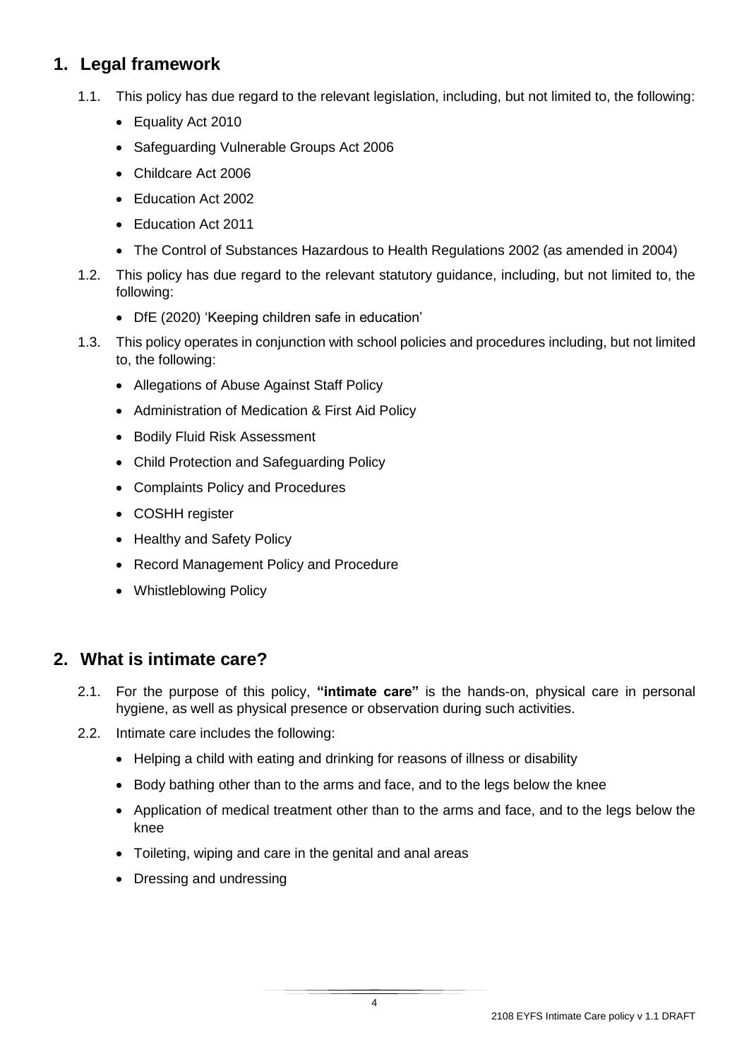## 1. Legal framework

1.1. This policy has due regard to the relevant legislation, including, but not limited to, the following:

- Equality Act 2010
- Safeguarding Vulnerable Groups Act 2006
- Childcare Act 2006
- Education Act 2002
- Education Act 2011
- The Control of Substances Hazardous to Health Regulations 2002 (as amended in 2004)

1.2. This policy has due regard to the relevant statutory guidance, including, but not limited to, the following:

- DfE (2020) 'Keeping children safe in education'

1.3. This policy operates in conjunction with school policies and procedures including, but not limited to, the following:

- Allegations of Abuse Against Staff Policy
- Administration of Medication & First Aid Policy
- Bodily Fluid Risk Assessment
- Child Protection and Safeguarding Policy
- Complaints Policy and Procedures
- COSHH register
- Healthy and Safety Policy
- Record Management Policy and Procedure
- Whistleblowing Policy

## 2. What is intimate care?

2.1. For the purpose of this policy, **"intimate care"** is the hands-on, physical care in personal hygiene, as well as physical presence or observation during such activities.

2.2. Intimate care includes the following:

- Helping a child with eating and drinking for reasons of illness or disability
- Body bathing other than to the arms and face, and to the legs below the knee
- Application of medical treatment other than to the arms and face, and to the legs below the knee
- Toileting, wiping and care in the genital and anal areas
- Dressing and undressing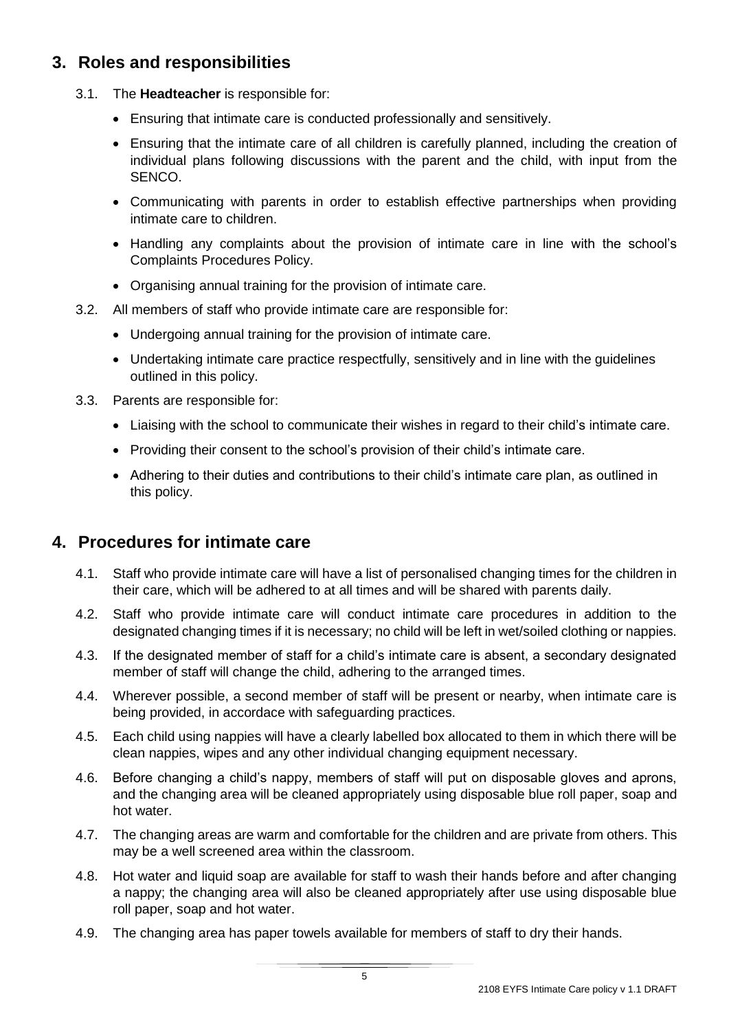## 3. Roles and responsibilities

3.1. The **Headteacher** is responsible for:

- Ensuring that intimate care is conducted professionally and sensitively.
- Ensuring that the intimate care of all children is carefully planned, including the creation of individual plans following discussions with the parent and the child, with input from the SENCO.
- Communicating with parents in order to establish effective partnerships when providing intimate care to children.
- Handling any complaints about the provision of intimate care in line with the school's Complaints Procedures Policy.
- Organising annual training for the provision of intimate care.

3.2. All members of staff who provide intimate care are responsible for:

- Undergoing annual training for the provision of intimate care.
- Undertaking intimate care practice respectfully, sensitively and in line with the guidelines outlined in this policy.

3.3. Parents are responsible for:

- Liaising with the school to communicate their wishes in regard to their child's intimate care.
- Providing their consent to the school's provision of their child's intimate care.
- Adhering to their duties and contributions to their child's intimate care plan, as outlined in this policy.

## 4. Procedures for intimate care

4.1. Staff who provide intimate care will have a list of personalised changing times for the children in their care, which will be adhered to at all times and will be shared with parents daily.

4.2. Staff who provide intimate care will conduct intimate care procedures in addition to the designated changing times if it is necessary; no child will be left in wet/soiled clothing or nappies.

4.3. If the designated member of staff for a child's intimate care is absent, a secondary designated member of staff will change the child, adhering to the arranged times.

4.4. Wherever possible, a second member of staff will be present or nearby, when intimate care is being provided, in accordance with safeguarding practices.

4.5. Each child using nappies will have a clearly labelled box allocated to them in which there will be clean nappies, wipes and any other individual changing equipment necessary.

4.6. Before changing a child's nappy, members of staff will put on disposable gloves and aprons, and the changing area will be cleaned appropriately using disposable blue roll paper, soap and hot water.

4.7. The changing areas are warm and comfortable for the children and are private from others. This may be a well screened area within the classroom.

4.8. Hot water and liquid soap are available for staff to wash their hands before and after changing a nappy; the changing area will also be cleaned appropriately after use using disposable blue roll paper, soap and hot water.

4.9. The changing area has paper towels available for members of staff to dry their hands.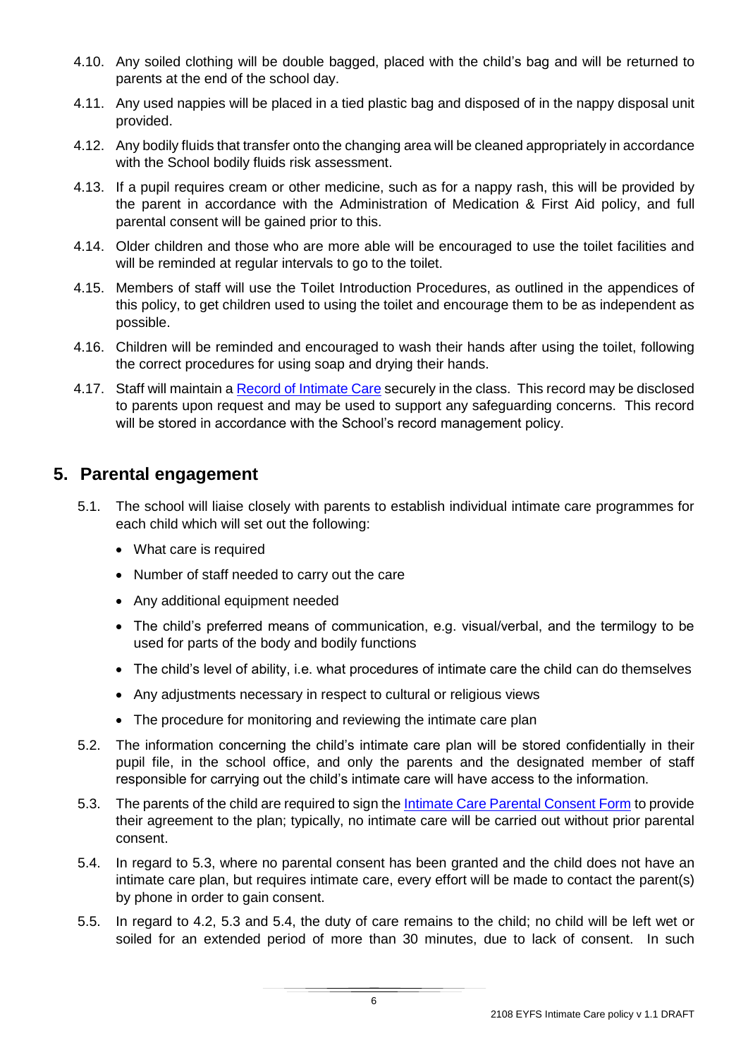4.10. Any soiled clothing will be double bagged, placed with the child's bag and will be returned to parents at the end of the school day.

4.11. Any used nappies will be placed in a tied plastic bag and disposed of in the nappy disposal unit provided.

4.12. Any bodily fluids that transfer onto the changing area will be cleaned appropriately in accordance with the School bodily fluids risk assessment.

4.13. If a pupil requires cream or other medicine, such as for a nappy rash, this will be provided by the parent in accordance with the Administration of Medication & First Aid policy, and full parental consent will be gained prior to this.

4.14. Older children and those who are more able will be encouraged to use the toilet facilities and will be reminded at regular intervals to go to the toilet.

4.15. Members of staff will use the Toilet Introduction Procedures, as outlined in the appendices of this policy, to get children used to using the toilet and encourage them to be as independent as possible.

4.16. Children will be reminded and encouraged to wash their hands after using the toilet, following the correct procedures for using soap and drying their hands.

4.17. Staff will maintain a Record of Intimate Care securely in the class. This record may be disclosed to parents upon request and may be used to support any safeguarding concerns. This record will be stored in accordance with the School's record management policy.

## 5. Parental engagement

5.1. The school will liaise closely with parents to establish individual intimate care programmes for each child which will set out the following:

- What care is required
- Number of staff needed to carry out the care
- Any additional equipment needed
- The child's preferred means of communication, e.g. visual/verbal, and the termilogy to be used for parts of the body and bodily functions
- The child's level of ability, i.e. what procedures of intimate care the child can do themselves
- Any adjustments necessary in respect to cultural or religious views
- The procedure for monitoring and reviewing the intimate care plan

5.2. The information concerning the child's intimate care plan will be stored confidentially in their pupil file, in the school office, and only the parents and the designated member of staff responsible for carrying out the child's intimate care will have access to the information.

5.3. The parents of the child are required to sign the Intimate Care Parental Consent Form to provide their agreement to the plan; typically, no intimate care will be carried out without prior parental consent.

5.4. In regard to 5.3, where no parental consent has been granted and the child does not have an intimate care plan, but requires intimate care, every effort will be made to contact the parent(s) by phone in order to gain consent.

5.5. In regard to 4.2, 5.3 and 5.4, the duty of care remains to the child; no child will be left wet or soiled for an extended period of more than 30 minutes, due to lack of consent. In such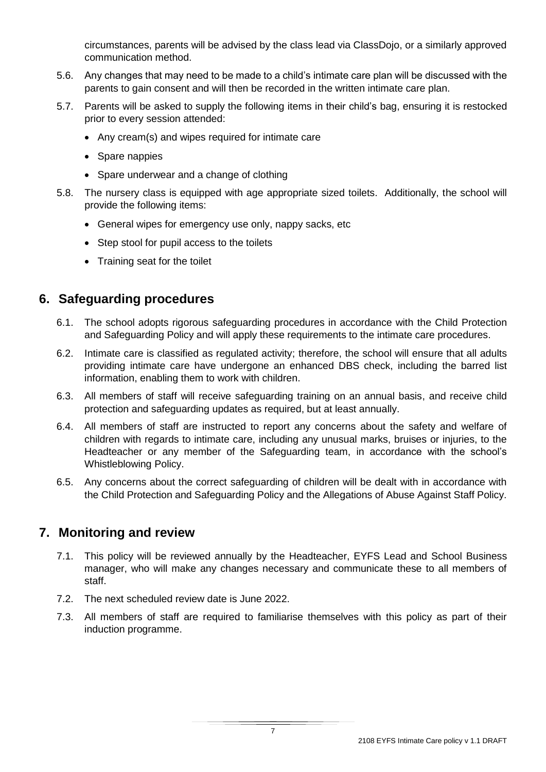circumstances, parents will be advised by the class lead via ClassDojo, or a similarly approved communication method.

5.6. Any changes that may need to be made to a child's intimate care plan will be discussed with the parents to gain consent and will then be recorded in the written intimate care plan.

5.7. Parents will be asked to supply the following items in their child's bag, ensuring it is restocked prior to every session attended:

- Any cream(s) and wipes required for intimate care
- Spare nappies
- Spare underwear and a change of clothing

5.8. The nursery class is equipped with age appropriate sized toilets. Additionally, the school will provide the following items:

- General wipes for emergency use only, nappy sacks, etc
- Step stool for pupil access to the toilets
- Training seat for the toilet

## 6. Safeguarding procedures

6.1. The school adopts rigorous safeguarding procedures in accordance with the Child Protection and Safeguarding Policy and will apply these requirements to the intimate care procedures.

6.2. Intimate care is classified as regulated activity; therefore, the school will ensure that all adults providing intimate care have undergone an enhanced DBS check, including the barred list information, enabling them to work with children.

6.3. All members of staff will receive safeguarding training on an annual basis, and receive child protection and safeguarding updates as required, but at least annually.

6.4. All members of staff are instructed to report any concerns about the safety and welfare of children with regards to intimate care, including any unusual marks, bruises or injuries, to the Headteacher or any member of the Safeguarding team, in accordance with the school's Whistleblowing Policy.

6.5. Any concerns about the correct safeguarding of children will be dealt with in accordance with the Child Protection and Safeguarding Policy and the Allegations of Abuse Against Staff Policy.

## 7. Monitoring and review

7.1. This policy will be reviewed annually by the Headteacher, EYFS Lead and School Business manager, who will make any changes necessary and communicate these to all members of staff.

7.2. The next scheduled review date is June 2022.

7.3. All members of staff are required to familiarise themselves with this policy as part of their induction programme.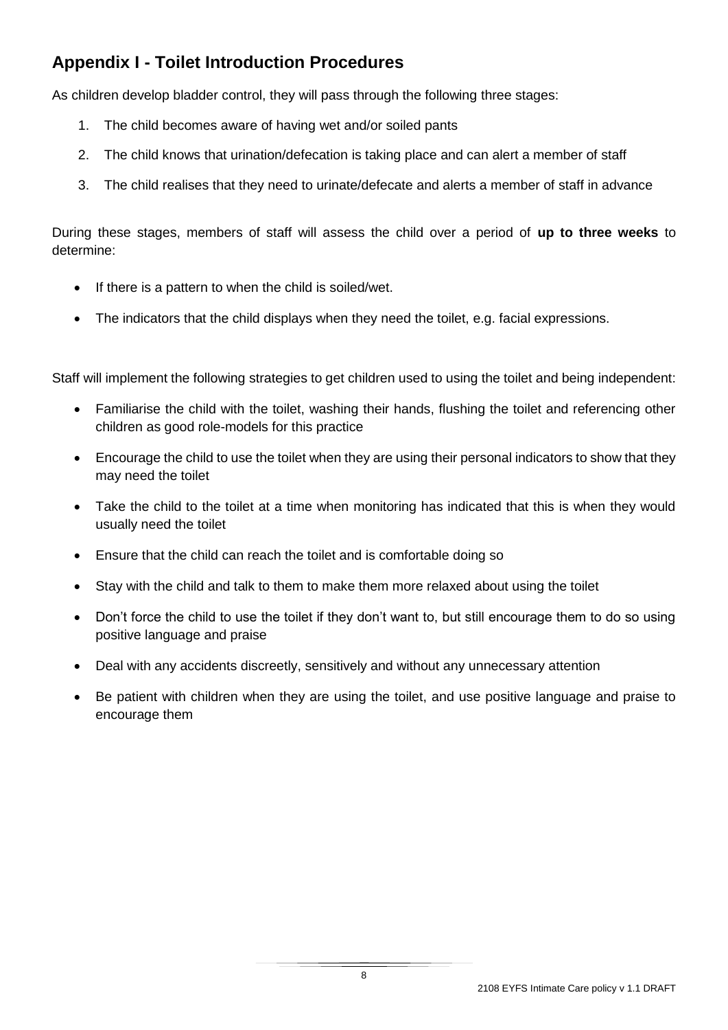## Appendix I - Toilet Introduction Procedures

As children develop bladder control, they will pass through the following three stages:

1. The child becomes aware of having wet and/or soiled pants
2. The child knows that urination/defecation is taking place and can alert a member of staff
3. The child realises that they need to urinate/defecate and alerts a member of staff in advance

During these stages, members of staff will assess the child over a period of **up to three weeks** to determine:

- If there is a pattern to when the child is soiled/wet.
- The indicators that the child displays when they need the toilet, e.g. facial expressions.

Staff will implement the following strategies to get children used to using the toilet and being independent:

- Familiarise the child with the toilet, washing their hands, flushing the toilet and referencing other children as good role-models for this practice
- Encourage the child to use the toilet when they are using their personal indicators to show that they may need the toilet
- Take the child to the toilet at a time when monitoring has indicated that this is when they would usually need the toilet
- Ensure that the child can reach the toilet and is comfortable doing so
- Stay with the child and talk to them to make them more relaxed about using the toilet
- Don't force the child to use the toilet if they don't want to, but still encourage them to do so using positive language and praise
- Deal with any accidents discreetly, sensitively and without any unnecessary attention
- Be patient with children when they are using the toilet, and use positive language and praise to encourage them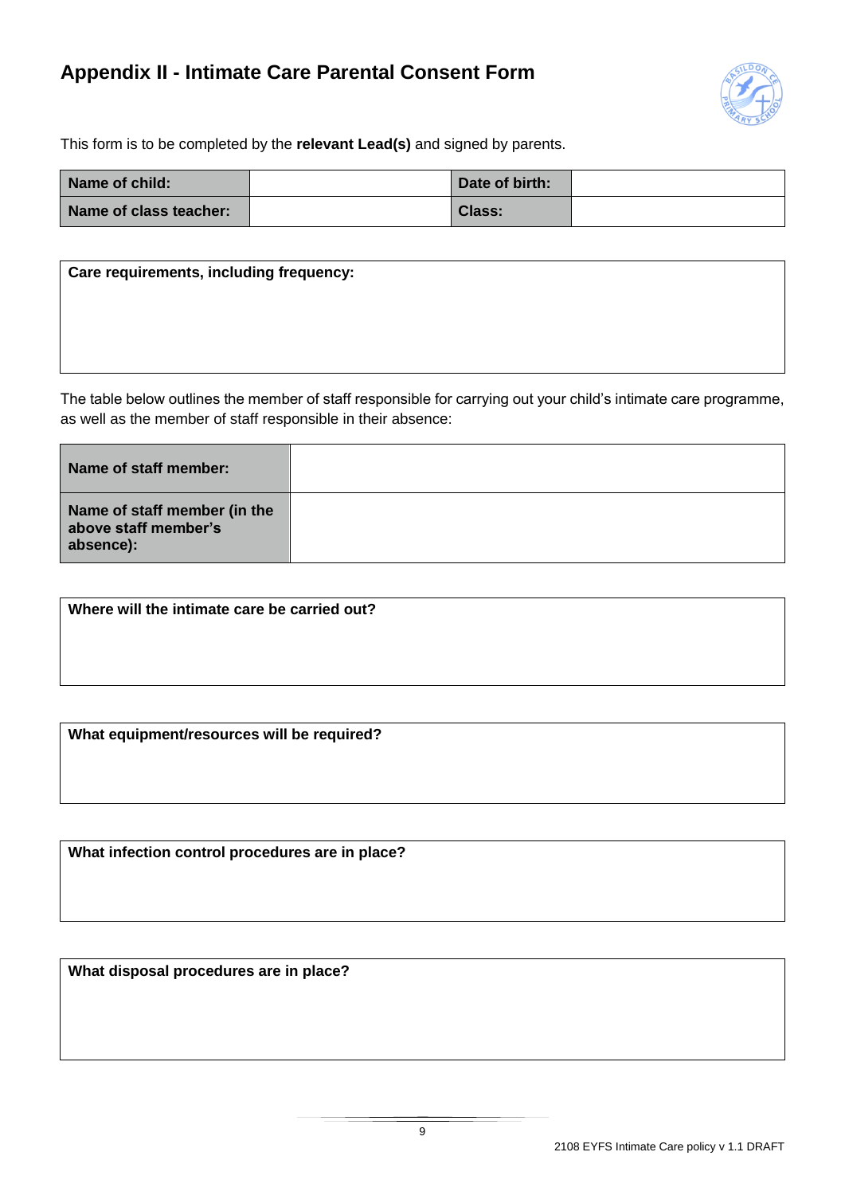## Appendix II - Intimate Care Parental Consent Form

This form is to be completed by the **relevant Lead(s)** and signed by parents.

| **Name of child:** | | **Date of birth:** | |
|---|---|---|---|
| **Name of class teacher:** | | **Class:** | |

| **Care requirements, including frequency:** |
|---|
| |

The table below outlines the member of staff responsible for carrying out your child's intimate care programme, as well as the member of staff responsible in their absence:

| **Name of staff member:** | |
|---|---|
| **Name of staff member (in the above staff member's absence):** | |

| **Where will the intimate care be carried out?** |
|---|
| |

| **What equipment/resources will be required?** |
|---|
| |

| **What infection control procedures are in place?** |
|---|
| |

| **What disposal procedures are in place?** |
|---|
| |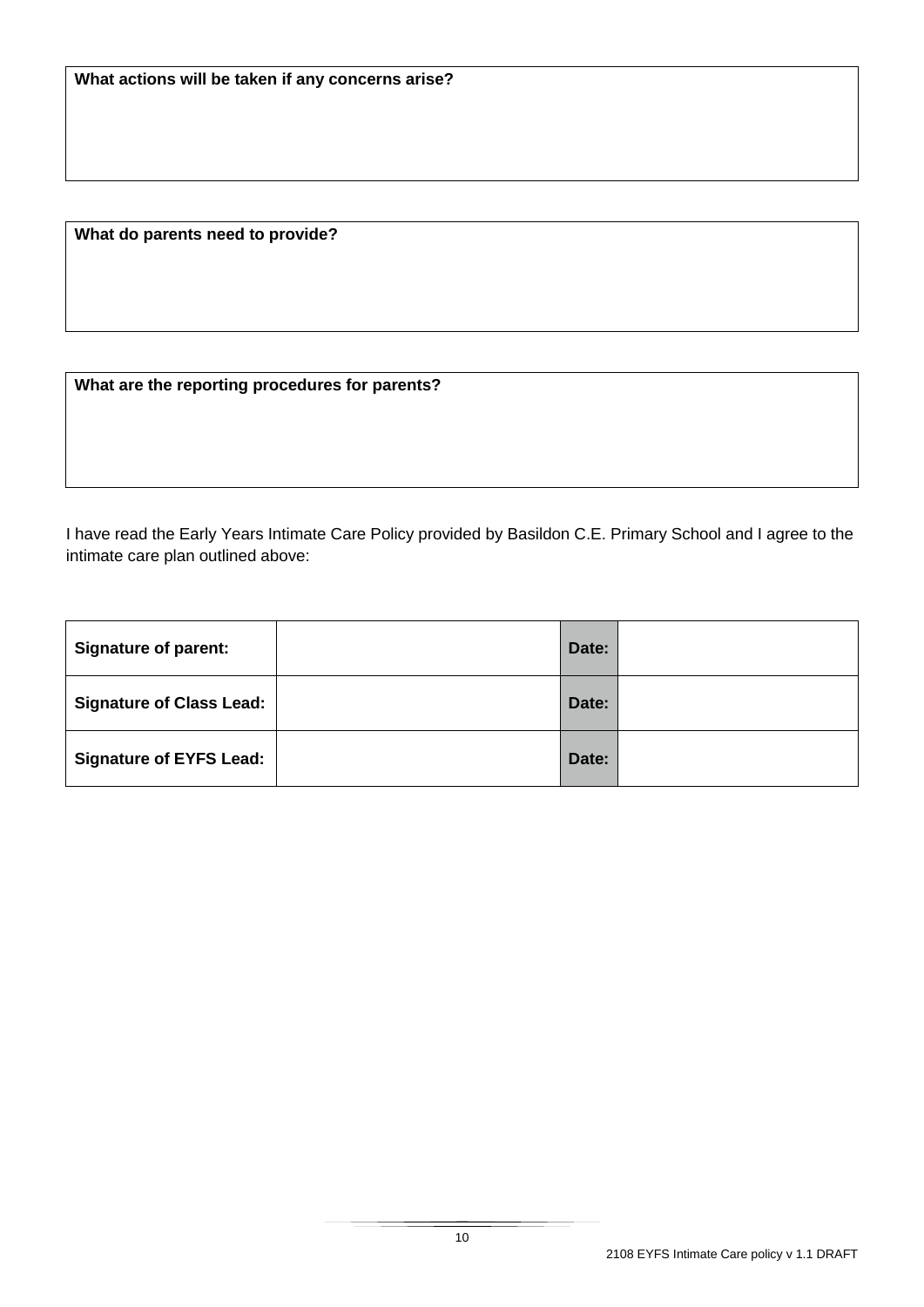| What actions will be taken if any concerns arise? |
| --- |
| |

| What do parents need to provide? |
| --- |
| |

| What are the reporting procedures for parents? |
| --- |
| |

I have read the Early Years Intimate Care Policy provided by Basildon C.E. Primary School and I agree to the intimate care plan outlined above:

| | | | |
| --- | --- | --- | --- |
| **Signature of parent:** | | **Date:** | |
| **Signature of Class Lead:** | | **Date:** | |
| **Signature of EYFS Lead:** | | **Date:** | |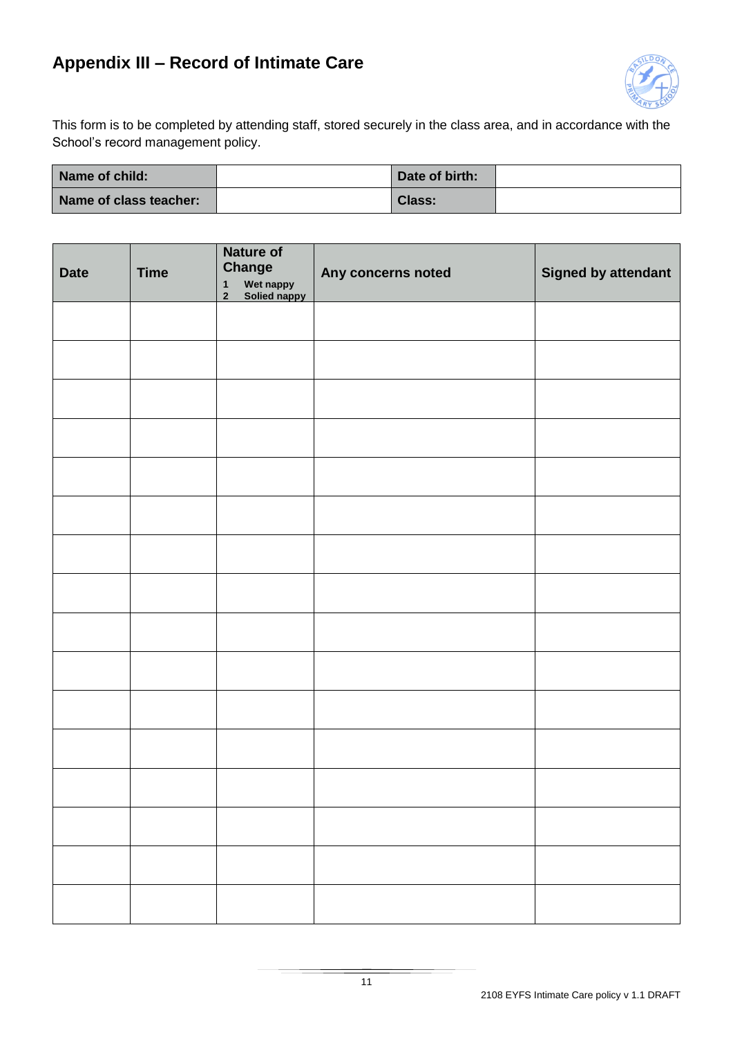## Appendix III – Record of Intimate Care

This form is to be completed by attending staff, stored securely in the class area, and in accordance with the School's record management policy.

| **Name of child:** | | **Date of birth:** | |
|---|---|---|---|
| **Name of class teacher:** | | **Class:** | |

| **Date** | **Time** | **Nature of Change**<br>**1 Wet nappy**<br>**2 Solied nappy** | **Any concerns noted** | **Signed by attendant** |
|---|---|---|---|---|
| | | | | |
| | | | | |
| | | | | |
| | | | | |
| | | | | |
| | | | | |
| | | | | |
| | | | | |
| | | | | |
| | | | | |
| | | | | |
| | | | | |
| | | | | |
| | | | | |
| | | | | |
| | | | | |

2108 EYFS Intimate Care policy v 1.1 DRAFT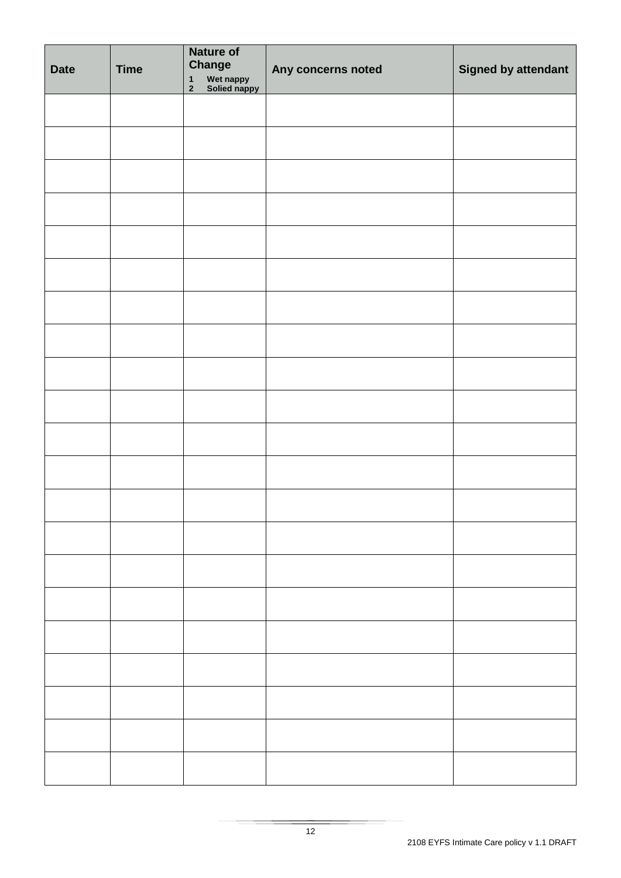| Date | Time | Nature of Change<br>1 Wet nappy<br>2 Solied nappy | Any concerns noted | Signed by attendant |
|---|---|---|---|---|
| | | | | |
| | | | | |
| | | | | |
| | | | | |
| | | | | |
| | | | | |
| | | | | |
| | | | | |
| | | | | |
| | | | | |
| | | | | |
| | | | | |
| | | | | |
| | | | | |
| | | | | |
| | | | | |
| | | | | |
| | | | | |
| | | | | |
| | | | | |
| | | | | |